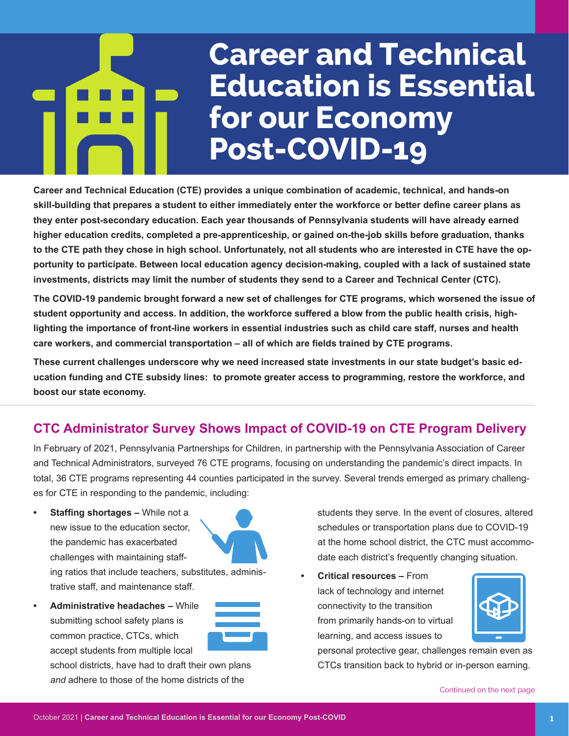# Career and Technical Education is Essential for our Economy Post-COVID-19

**Career and Technical Education (CTE) provides a unique combination of academic, technical, and hands-on skill-building that prepares a student to either immediately enter the workforce or better define career plans as they enter post-secondary education. Each year thousands of Pennsylvania students will have already earned higher education credits, completed a pre-apprenticeship, or gained on-the-job skills before graduation, thanks to the CTE path they chose in high school. Unfortunately, not all students who are interested in CTE have the opportunity to participate. Between local education agency decision-making, coupled with a lack of sustained state investments, districts may limit the number of students they send to a Career and Technical Center (CTC).**

**The COVID-19 pandemic brought forward a new set of challenges for CTE programs, which worsened the issue of student opportunity and access. In addition, the workforce suffered a blow from the public health crisis, highlighting the importance of front-line workers in essential industries such as child care staff, nurses and health care workers, and commercial transportation – all of which are fields trained by CTE programs.**

**These current challenges underscore why we need increased state investments in our state budget's basic education funding and CTE subsidy lines: to promote greater access to programming, restore the workforce, and boost our state economy.**

## CTC Administrator Survey Shows Impact of COVID-19 on CTE Program Delivery

In February of 2021, Pennsylvania Partnerships for Children, in partnership with the Pennsylvania Association of Career and Technical Administrators, surveyed 76 CTE programs, focusing on understanding the pandemic's direct impacts. In total, 36 CTE programs representing 44 counties participated in the survey. Several trends emerged as primary challenges for CTE in responding to the pandemic, including:

- **Staffing shortages –** While not a new issue to the education sector, the pandemic has exacerbated challenges with maintaining staffing ratios that include teachers, substitutes, administrative staff, and maintenance staff.
- **Administrative headaches –** While submitting school safety plans is common practice, CTCs, which accept students from multiple local school districts, have had to draft their own plans *and* adhere to those of the home districts of the students they serve. In the event of closures, altered schedules or transportation plans due to COVID-19 at the home school district, the CTC must accommodate each district's frequently changing situation.
- **Critical resources –** From lack of technology and internet connectivity to the transition from primarily hands-on to virtual learning, and access issues to personal protective gear, challenges remain even as CTCs transition back to hybrid or in-person earning.

Continued on the next page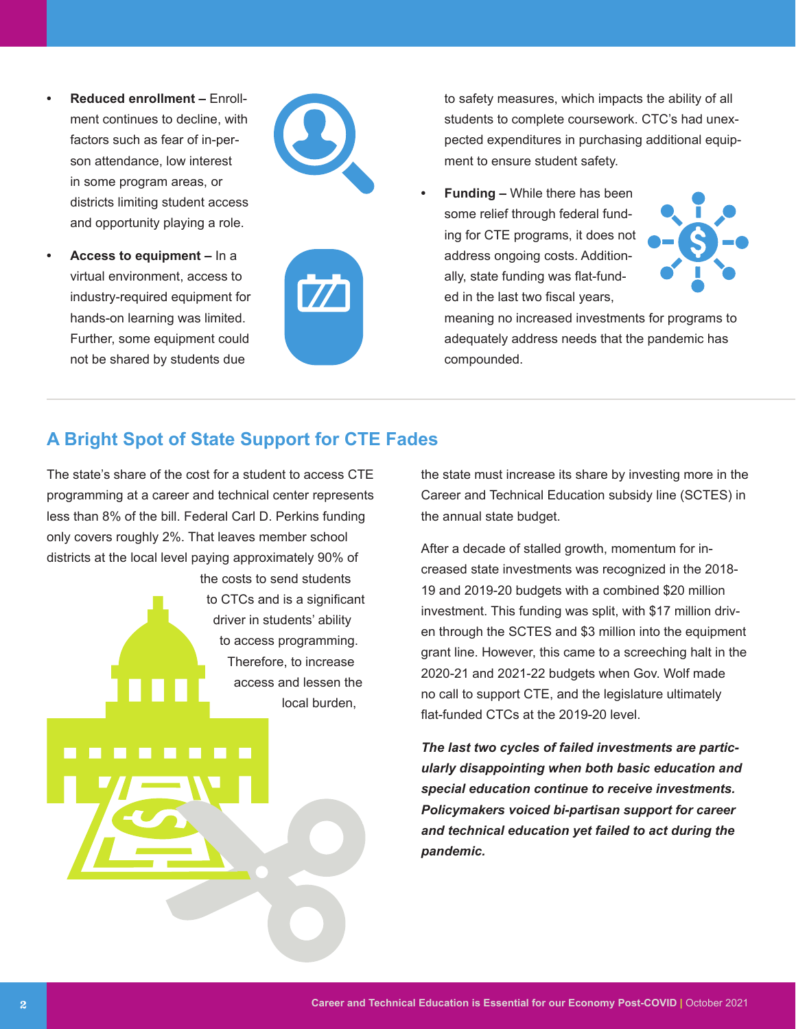- **Reduced enrollment –** Enrollment continues to decline, with factors such as fear of in-person attendance, low interest in some program areas, or districts limiting student access and opportunity playing a role.
- **Access to equipment –** In a virtual environment, access to industry-required equipment for hands-on learning was limited. Further, some equipment could not be shared by students due to safety measures, which impacts the ability of all students to complete coursework. CTC's had unexpected expenditures in purchasing additional equipment to ensure student safety.
- **Funding –** While there has been some relief through federal funding for CTE programs, it does not address ongoing costs. Additionally, state funding was flat-funded in the last two fiscal years, meaning no increased investments for programs to adequately address needs that the pandemic has compounded.

## A Bright Spot of State Support for CTE Fades

The state's share of the cost for a student to access CTE programming at a career and technical center represents less than 8% of the bill. Federal Carl D. Perkins funding only covers roughly 2%. That leaves member school districts at the local level paying approximately 90% of the costs to send students to CTCs and is a significant driver in students' ability to access programming. Therefore, to increase access and lessen the local burden, the state must increase its share by investing more in the Career and Technical Education subsidy line (SCTES) in the annual state budget.

After a decade of stalled growth, momentum for increased state investments was recognized in the 2018-19 and 2019-20 budgets with a combined $20 million investment. This funding was split, with $17 million driven through the SCTES and $3 million into the equipment grant line. However, this came to a screeching halt in the 2020-21 and 2021-22 budgets when Gov. Wolf made no call to support CTE, and the legislature ultimately flat-funded CTCs at the 2019-20 level.

***The last two cycles of failed investments are particularly disappointing when both basic education and special education continue to receive investments. Policymakers voiced bi-partisan support for career and technical education yet failed to act during the pandemic.***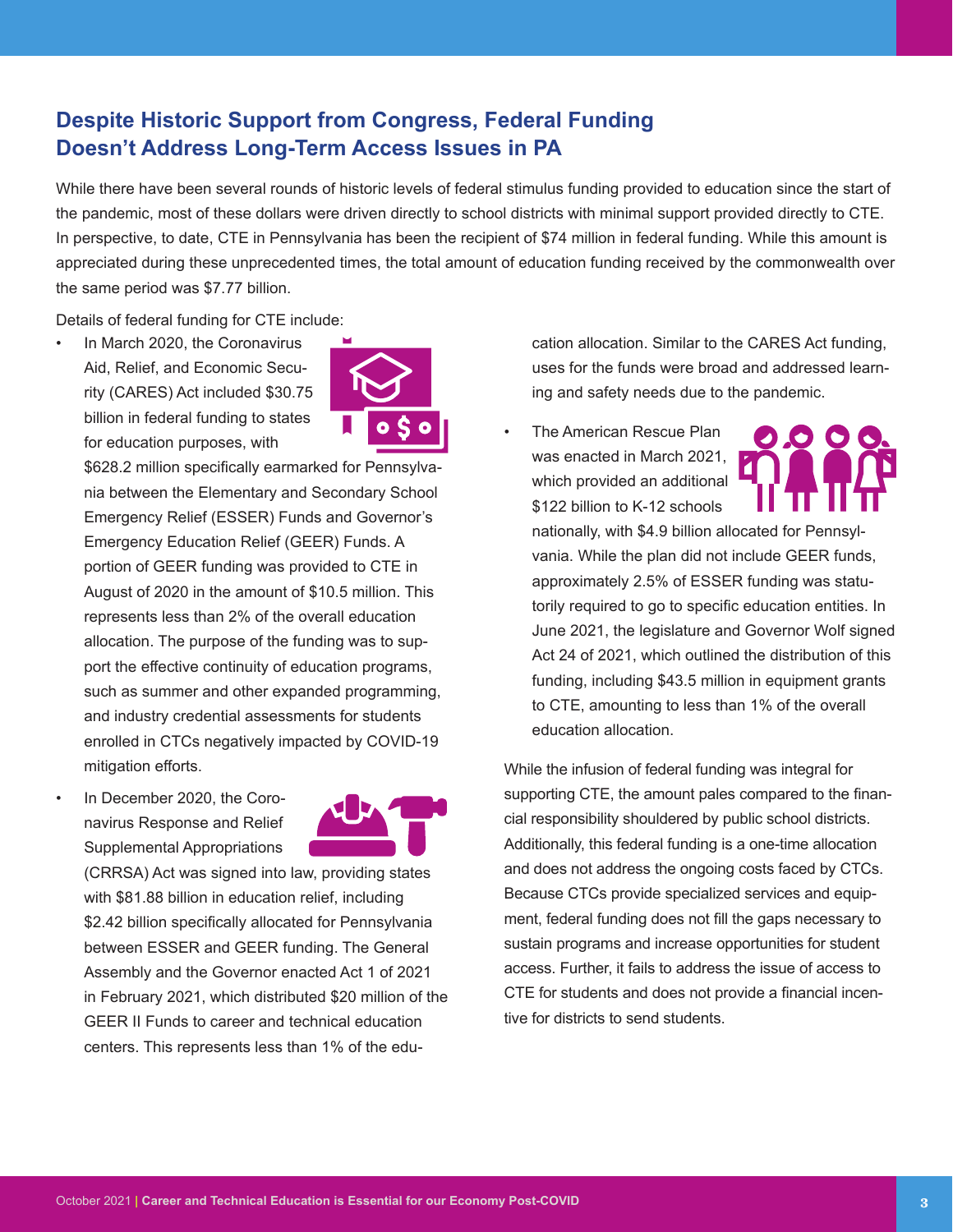## Despite Historic Support from Congress, Federal Funding Doesn't Address Long-Term Access Issues in PA

While there have been several rounds of historic levels of federal stimulus funding provided to education since the start of the pandemic, most of these dollars were driven directly to school districts with minimal support provided directly to CTE. In perspective, to date, CTE in Pennsylvania has been the recipient of $74 million in federal funding. While this amount is appreciated during these unprecedented times, the total amount of education funding received by the commonwealth over the same period was $7.77 billion.

Details of federal funding for CTE include:

- In March 2020, the Coronavirus Aid, Relief, and Economic Security (CARES) Act included $30.75 billion in federal funding to states for education purposes, with $628.2 million specifically earmarked for Pennsylvania between the Elementary and Secondary School Emergency Relief (ESSER) Funds and Governor's Emergency Education Relief (GEER) Funds. A portion of GEER funding was provided to CTE in August of 2020 in the amount of $10.5 million. This represents less than 2% of the overall education allocation. The purpose of the funding was to support the effective continuity of education programs, such as summer and other expanded programming, and industry credential assessments for students enrolled in CTCs negatively impacted by COVID-19 mitigation efforts.
- In December 2020, the Coronavirus Response and Relief Supplemental Appropriations (CRRSA) Act was signed into law, providing states with $81.88 billion in education relief, including $2.42 billion specifically allocated for Pennsylvania between ESSER and GEER funding. The General Assembly and the Governor enacted Act 1 of 2021 in February 2021, which distributed $20 million of the GEER II Funds to career and technical education centers. This represents less than 1% of the education allocation. Similar to the CARES Act funding, uses for the funds were broad and addressed learning and safety needs due to the pandemic.
- The American Rescue Plan was enacted in March 2021, which provided an additional $122 billion to K-12 schools nationally, with $4.9 billion allocated for Pennsylvania. While the plan did not include GEER funds, approximately 2.5% of ESSER funding was statutorily required to go to specific education entities. In June 2021, the legislature and Governor Wolf signed Act 24 of 2021, which outlined the distribution of this funding, including $43.5 million in equipment grants to CTE, amounting to less than 1% of the overall education allocation.

While the infusion of federal funding was integral for supporting CTE, the amount pales compared to the financial responsibility shouldered by public school districts. Additionally, this federal funding is a one-time allocation and does not address the ongoing costs faced by CTCs. Because CTCs provide specialized services and equipment, federal funding does not fill the gaps necessary to sustain programs and increase opportunities for student access. Further, it fails to address the issue of access to CTE for students and does not provide a financial incentive for districts to send students.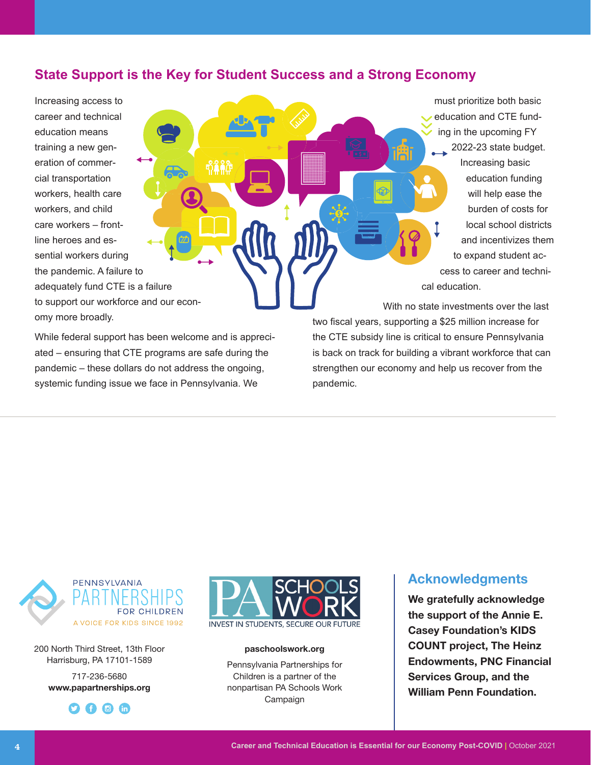## State Support is the Key for Student Success and a Strong Economy

Increasing access to career and technical education means training a new generation of commercial transportation workers, health care workers, and child care workers – frontline heroes and essential workers during the pandemic. A failure to adequately fund CTE is a failure to support our workforce and our economy more broadly.

While federal support has been welcome and is appreciated – ensuring that CTE programs are safe during the pandemic – these dollars do not address the ongoing, systemic funding issue we face in Pennsylvania. We must prioritize both basic education and CTE funding in the upcoming FY 2022-23 state budget. Increasing basic education funding will help ease the burden of costs for local school districts and incentivizes them to expand student access to career and technical education.

With no state investments over the last two fiscal years, supporting a $25 million increase for the CTE subsidy line is critical to ensure Pennsylvania is back on track for building a vibrant workforce that can strengthen our economy and help us recover from the pandemic.

PENNSYLVANIA PARTNERSHIPS FOR CHILDREN
A VOICE FOR KIDS SINCE 1992

200 North Third Street, 13th Floor
Harrisburg, PA 17101-1589

717-236-5680
**www.papartnerships.org**

PA SCHOOLS WORK
INVEST IN STUDENTS, SECURE OUR FUTURE

**paschoolswork.org**

Pennsylvania Partnerships for Children is a partner of the nonpartisan PA Schools Work Campaign

## Acknowledgments

**We gratefully acknowledge the support of the Annie E. Casey Foundation's KIDS COUNT project, The Heinz Endowments, PNC Financial Services Group, and the William Penn Foundation.**